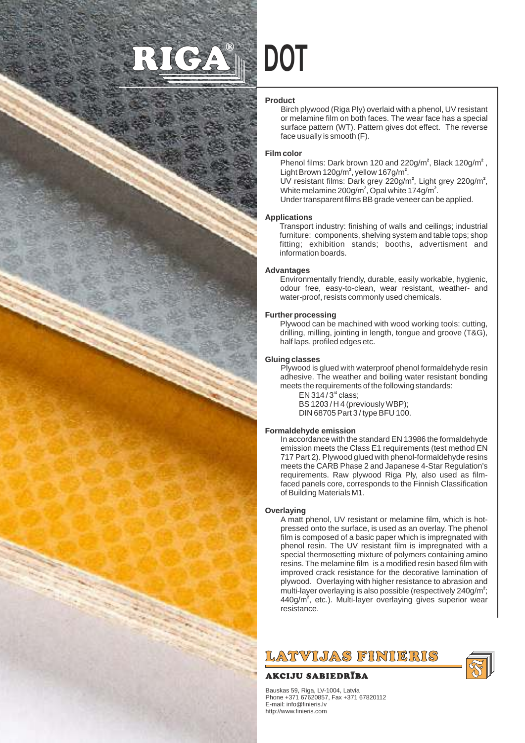# RIGA® DOT

**Product**

Birch plywood (Riga Ply) overlaid with a phenol, UV resistant or melamine film on both faces. The wear face has a special surface pattern (WT). Pattern gives dot effect. The reverse face usually is smooth (F).

**Film color**

Phenol films: Dark brown 120 and 220g/m², Black 120g/m², Light Brown 120g/m², yellow 167g/m².
UV resistant films: Dark grey 220g/m², Light grey 220g/m², White melamine 200g/m², Opal white 174g/m².
Under transparent films BB grade veneer can be applied.

**Applications**

Transport industry: finishing of walls and ceilings; industrial furniture: components, shelving system and table tops; shop fitting; exhibition stands; booths, advertisment and information boards.

**Advantages**

Environmentally friendly, durable, easily workable, hygienic, odour free, easy-to-clean, wear resistant, weather- and water-proof, resists commonly used chemicals.

**Further processing**

Plywood can be machined with wood working tools: cutting, drilling, milling, jointing in length, tongue and groove (T&G), half laps, profiled edges etc.

**Gluing classes**

Plywood is glued with waterproof phenol formaldehyde resin adhesive. The weather and boiling water resistant bonding meets the requirements of the following standards:

EN 314 / 3rd class;
BS 1203 / H 4 (previously WBP);
DIN 68705 Part 3 / type BFU 100.

**Formaldehyde emission**

In accordance with the standard EN 13986 the formaldehyde emission meets the Class E1 requirements (test method EN 717 Part 2). Plywood glued with phenol-formaldehyde resins meets the CARB Phase 2 and Japanese 4-Star Regulation's requirements. Raw plywood Riga Ply, also used as film-faced panels core, corresponds to the Finnish Classification of Building Materials M1.

**Overlaying**

A matt phenol, UV resistant or melamine film, which is hot-pressed onto the surface, is used as an overlay. The phenol film is composed of a basic paper which is impregnated with phenol resin. The UV resistant film is impregnated with a special thermosetting mixture of polymers containing amino resins. The melamine film is a modified resin based film with improved crack resistance for the decorative lamination of plywood. Overlaying with higher resistance to abrasion and multi-layer overlaying is also possible (respectively 240g/m²; 440g/m², etc.). Multi-layer overlaying gives superior wear resistance.

**LATVIJAS FINIERIS**
**AKCIJU SABIEDRĪBA**

Bauskas 59, Riga, LV-1004, Latvia
Phone +371 67620857, Fax +371 67820112
E-mail: info@finieris.lv
http://www.finieris.com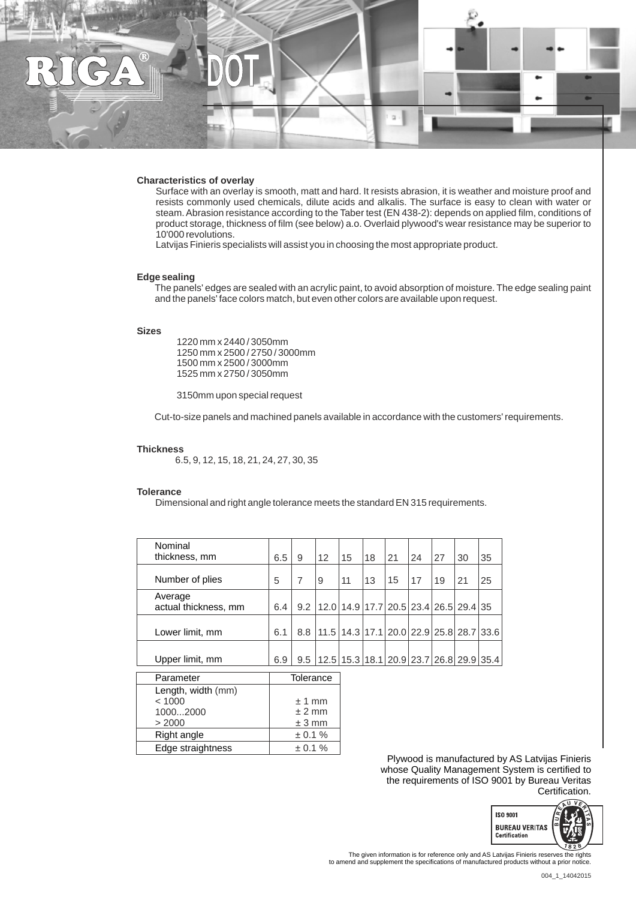# RIGA® DOT

### Characteristics of overlay

Surface with an overlay is smooth, matt and hard. It resists abrasion, it is weather and moisture proof and resists commonly used chemicals, dilute acids and alkalis. The surface is easy to clean with water or steam. Abrasion resistance according to the Taber test (EN 438-2): depends on applied film, conditions of product storage, thickness of film (see below) a.o. Overlaid plywood's wear resistance may be superior to 10'000 revolutions.

Latvijas Finieris specialists will assist you in choosing the most appropriate product.

### Edge sealing

The panels' edges are sealed with an acrylic paint, to avoid absorption of moisture. The edge sealing paint and the panels' face colors match, but even other colors are available upon request.

### Sizes

1220 mm x 2440 / 3050mm
1250 mm x 2500 / 2750 / 3000mm
1500 mm x 2500 / 3000mm
1525 mm x 2750 / 3050mm

3150mm upon special request

Cut-to-size panels and machined panels available in accordance with the customers' requirements.

### Thickness

6.5, 9, 12, 15, 18, 21, 24, 27, 30, 35

### Tolerance

Dimensional and right angle tolerance meets the standard EN 315 requirements.

| Nominal thickness, mm | 6.5 | 9 | 12 | 15 | 18 | 21 | 24 | 27 | 30 | 35 |
|---|---|---|---|---|---|---|---|---|---|---|
| Number of plies | 5 | 7 | 9 | 11 | 13 | 15 | 17 | 19 | 21 | 25 |
| Average actual thickness, mm | 6.4 | 9.2 | 12.0 | 14.9 | 17.7 | 20.5 | 23.4 | 26.5 | 29.4 | 35 |
| Lower limit, mm | 6.1 | 8.8 | 11.5 | 14.3 | 17.1 | 20.0 | 22.9 | 25.8 | 28.7 | 33.6 |
| Upper limit, mm | 6.9 | 9.5 | 12.5 | 15.3 | 18.1 | 20.9 | 23.7 | 26.8 | 29.9 | 35.4 |

| Parameter | Tolerance |
|---|---|
| Length, width (mm) | |
| < 1000 | ± 1 mm |
| 1000...2000 | ± 2 mm |
| > 2000 | ± 3 mm |
| Right angle | ± 0.1 % |
| Edge straightness | ± 0.1 % |

Plywood is manufactured by AS Latvijas Finieris whose Quality Management System is certified to the requirements of ISO 9001 by Bureau Veritas Certification.

ISO 9001
BUREAU VERITAS
Certification

The given information is for reference only and AS Latvijas Finieris reserves the rights to amend and supplement the specifications of manufactured products without a prior notice.

004_1_14042015